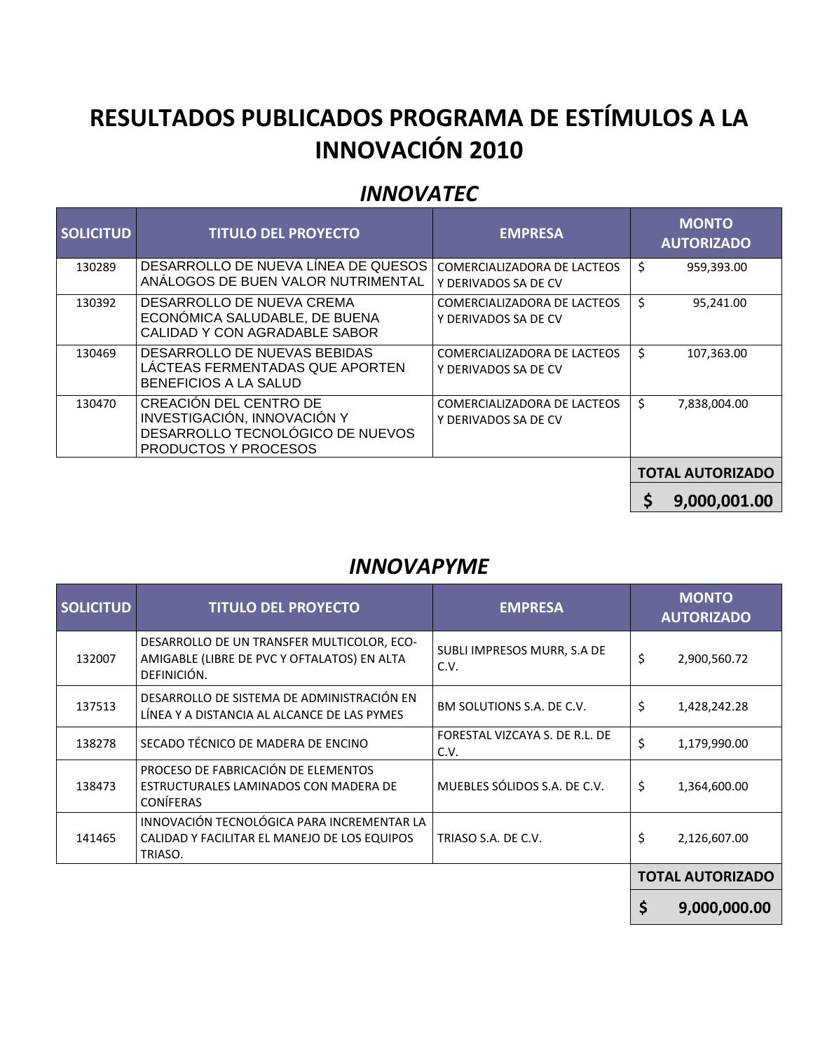# RESULTADOS PUBLICADOS PROGRAMA DE ESTÍMULOS A LA INNOVACIÓN 2010

## *INNOVATEC*

| SOLICITUD | TITULO DEL PROYECTO | EMPRESA | MONTO AUTORIZADO |
|---|---|---|---|
| 130289 | DESARROLLO DE NUEVA LÍNEA DE QUESOS ANÁLOGOS DE BUEN VALOR NUTRIMENTAL | COMERCIALIZADORA DE LACTEOS Y DERIVADOS SA DE CV | $ 959,393.00 |
| 130392 | DESARROLLO DE NUEVA CREMA ECONÓMICA SALUDABLE, DE BUENA CALIDAD Y CON AGRADABLE SABOR | COMERCIALIZADORA DE LACTEOS Y DERIVADOS SA DE CV | $ 95,241.00 |
| 130469 | DESARROLLO DE NUEVAS BEBIDAS LÁCTEAS FERMENTADAS QUE APORTEN BENEFICIOS A LA SALUD | COMERCIALIZADORA DE LACTEOS Y DERIVADOS SA DE CV | $ 107,363.00 |
| 130470 | CREACIÓN DEL CENTRO DE INVESTIGACIÓN, INNOVACIÓN Y DESARROLLO TECNOLÓGICO DE NUEVOS PRODUCTOS Y PROCESOS | COMERCIALIZADORA DE LACTEOS Y DERIVADOS SA DE CV | $ 7,838,004.00 |
| | | | **TOTAL AUTORIZADO** |
| | | | **$ 9,000,001.00** |

## *INNOVAPYME*

| SOLICITUD | TITULO DEL PROYECTO | EMPRESA | MONTO AUTORIZADO |
|---|---|---|---|
| 132007 | DESARROLLO DE UN TRANSFER MULTICOLOR, ECO-AMIGABLE (LIBRE DE PVC Y OFTALATOS) EN ALTA DEFINICIÓN. | SUBLI IMPRESOS MURR, S.A DE C.V. | $ 2,900,560.72 |
| 137513 | DESARROLLO DE SISTEMA DE ADMINISTRACIÓN EN LÍNEA Y A DISTANCIA AL ALCANCE DE LAS PYMES | BM SOLUTIONS S.A. DE C.V. | $ 1,428,242.28 |
| 138278 | SECADO TÉCNICO DE MADERA DE ENCINO | FORESTAL VIZCAYA S. DE R.L. DE C.V. | $ 1,179,990.00 |
| 138473 | PROCESO DE FABRICACIÓN DE ELEMENTOS ESTRUCTURALES LAMINADOS CON MADERA DE CONÍFERAS | MUEBLES SÓLIDOS S.A. DE C.V. | $ 1,364,600.00 |
| 141465 | INNOVACIÓN TECNOLÓGICA PARA INCREMENTAR LA CALIDAD Y FACILITAR EL MANEJO DE LOS EQUIPOS TRIASO. | TRIASO S.A. DE C.V. | $ 2,126,607.00 |
| | | | **TOTAL AUTORIZADO** |
| | | | **$ 9,000,000.00** |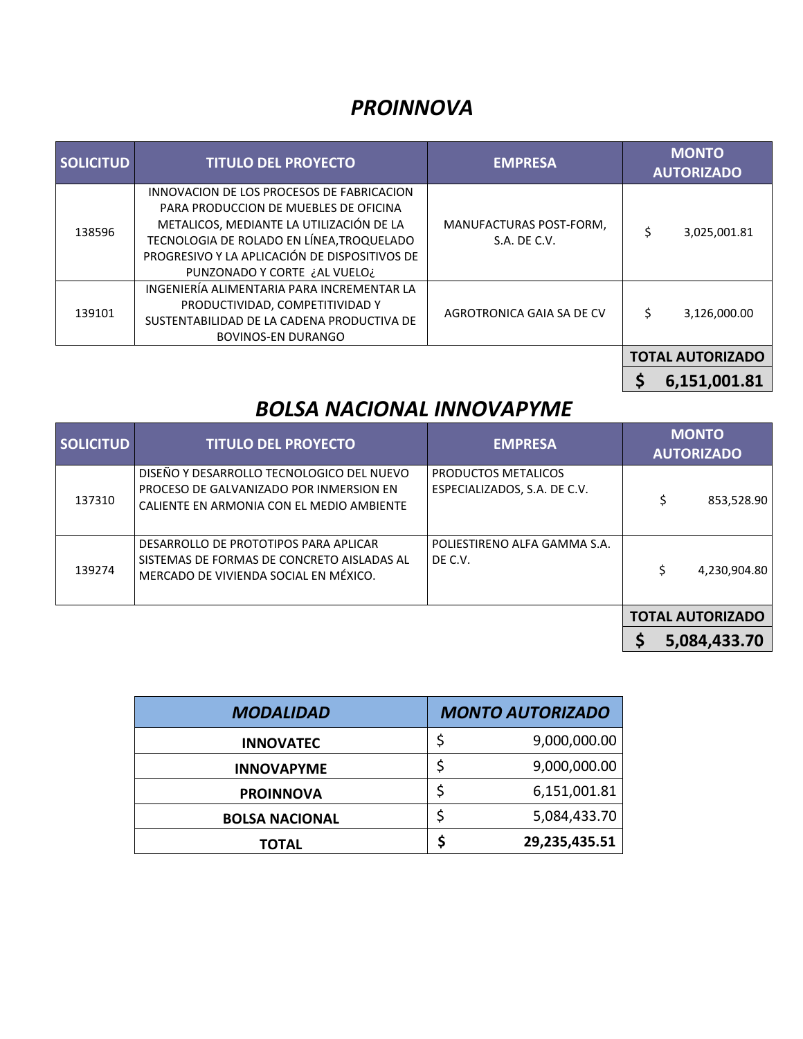## *PROINNOVA*

| SOLICITUD | TITULO DEL PROYECTO | EMPRESA | MONTO AUTORIZADO |
|---|---|---|---|
| 138596 | INNOVACION DE LOS PROCESOS DE FABRICACION PARA PRODUCCION DE MUEBLES DE OFICINA METALICOS, MEDIANTE LA UTILIZACIÓN DE LA TECNOLOGIA DE ROLADO EN LÍNEA,TROQUELADO PROGRESIVO Y LA APLICACIÓN DE DISPOSITIVOS DE PUNZONADO Y CORTE ¿AL VUELO¿ | MANUFACTURAS POST-FORM, S.A. DE C.V. | $ 3,025,001.81 |
| 139101 | INGENIERÍA ALIMENTARIA PARA INCREMENTAR LA PRODUCTIVIDAD, COMPETITIVIDAD Y SUSTENTABILIDAD DE LA CADENA PRODUCTIVA DE BOVINOS-EN DURANGO | AGROTRONICA GAIA SA DE CV | $ 3,126,000.00 |
| | | | **TOTAL AUTORIZADO** |
| | | | **$ 6,151,001.81** |

## *BOLSA NACIONAL INNOVAPYME*

| SOLICITUD | TITULO DEL PROYECTO | EMPRESA | MONTO AUTORIZADO |
|---|---|---|---|
| 137310 | DISEÑO Y DESARROLLO TECNOLOGICO DEL NUEVO PROCESO DE GALVANIZADO POR INMERSION EN CALIENTE EN ARMONIA CON EL MEDIO AMBIENTE | PRODUCTOS METALICOS ESPECIALIZADOS, S.A. DE C.V. | $ 853,528.90 |
| 139274 | DESARROLLO DE PROTOTIPOS PARA APLICAR SISTEMAS DE FORMAS DE CONCRETO AISLADAS AL MERCADO DE VIVIENDA SOCIAL EN MÉXICO. | POLIESTIRENO ALFA GAMMA S.A. DE C.V. | $ 4,230,904.80 |
| | | | **TOTAL AUTORIZADO** |
| | | | **$ 5,084,433.70** |

| *MODALIDAD* | *MONTO AUTORIZADO* |
|---|---|
| **INNOVATEC** | $ 9,000,000.00 |
| **INNOVAPYME** | $ 9,000,000.00 |
| **PROINNOVA** | $ 6,151,001.81 |
| **BOLSA NACIONAL** | $ 5,084,433.70 |
| **TOTAL** | **$ 29,235,435.51** |